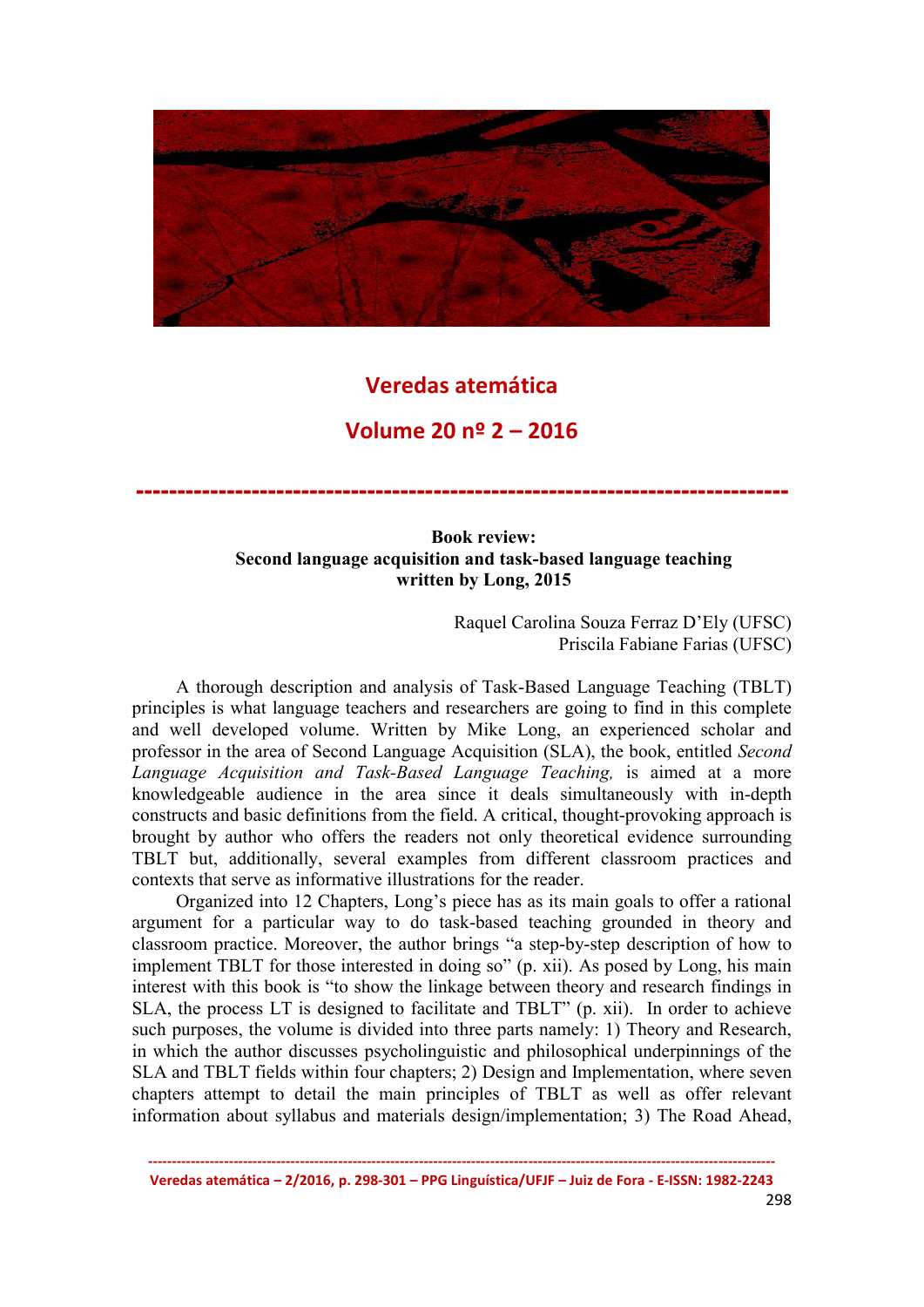# Book review: Second language acquisition and task-based language teaching written by Long, 2015

Raquel Carolina Souza Ferraz D'Ely (UFSC)
Priscila Fabiane Farias (UFSC)

A thorough description and analysis of Task-Based Language Teaching (TBLT) principles is what language teachers and researchers are going to find in this complete and well developed volume. Written by Mike Long, an experienced scholar and professor in the area of Second Language Acquisition (SLA), the book, entitled *Second Language Acquisition and Task-Based Language Teaching,* is aimed at a more knowledgeable audience in the area since it deals simultaneously with in-depth constructs and basic definitions from the field. A critical, thought-provoking approach is brought by author who offers the readers not only theoretical evidence surrounding TBLT but, additionally, several examples from different classroom practices and contexts that serve as informative illustrations for the reader.

Organized into 12 Chapters, Long's piece has as its main goals to offer a rational argument for a particular way to do task-based teaching grounded in theory and classroom practice. Moreover, the author brings "a step-by-step description of how to implement TBLT for those interested in doing so" (p. xii). As posed by Long, his main interest with this book is "to show the linkage between theory and research findings in SLA, the process LT is designed to facilitate and TBLT" (p. xii). In order to achieve such purposes, the volume is divided into three parts namely: 1) Theory and Research, in which the author discusses psycholinguistic and philosophical underpinnings of the SLA and TBLT fields within four chapters; 2) Design and Implementation, where seven chapters attempt to detail the main principles of TBLT as well as offer relevant information about syllabus and materials design/implementation; 3) The Road Ahead,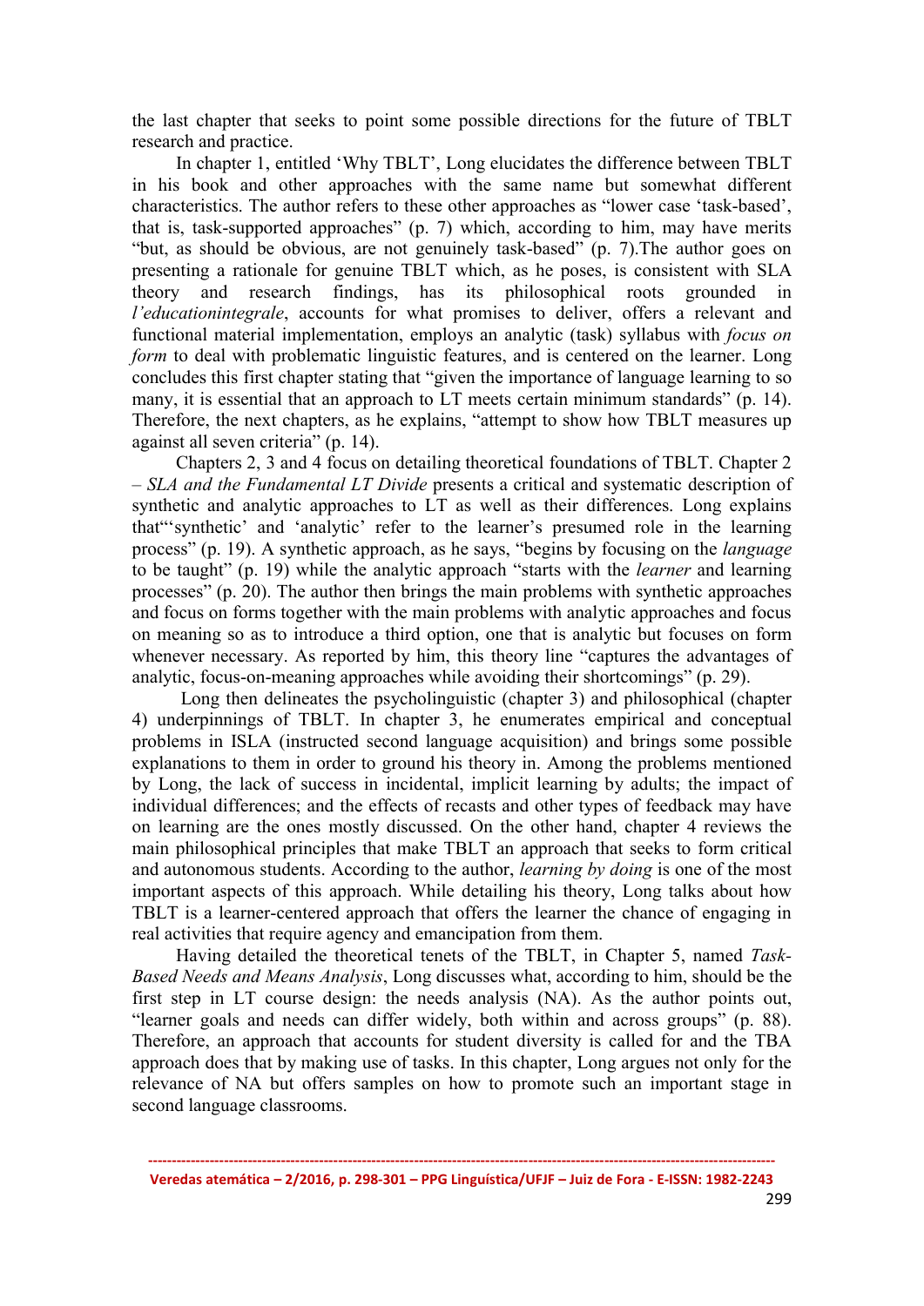the last chapter that seeks to point some possible directions for the future of TBLT research and practice.

In chapter 1, entitled 'Why TBLT', Long elucidates the difference between TBLT in his book and other approaches with the same name but somewhat different characteristics. The author refers to these other approaches as "lower case 'task-based', that is, task-supported approaches" (p. 7) which, according to him, may have merits "but, as should be obvious, are not genuinely task-based" (p. 7).The author goes on presenting a rationale for genuine TBLT which, as he poses, is consistent with SLA theory and research findings, has its philosophical roots grounded in *l'educationintegrale*, accounts for what promises to deliver, offers a relevant and functional material implementation, employs an analytic (task) syllabus with *focus on form* to deal with problematic linguistic features, and is centered on the learner. Long concludes this first chapter stating that "given the importance of language learning to so many, it is essential that an approach to LT meets certain minimum standards" (p. 14). Therefore, the next chapters, as he explains, "attempt to show how TBLT measures up against all seven criteria" (p. 14).

Chapters 2, 3 and 4 focus on detailing theoretical foundations of TBLT. Chapter 2 – *SLA and the Fundamental LT Divide* presents a critical and systematic description of synthetic and analytic approaches to LT as well as their differences. Long explains that"'synthetic' and 'analytic' refer to the learner's presumed role in the learning process" (p. 19). A synthetic approach, as he says, "begins by focusing on the *language* to be taught" (p. 19) while the analytic approach "starts with the *learner* and learning processes" (p. 20). The author then brings the main problems with synthetic approaches and focus on forms together with the main problems with analytic approaches and focus on meaning so as to introduce a third option, one that is analytic but focuses on form whenever necessary. As reported by him, this theory line "captures the advantages of analytic, focus-on-meaning approaches while avoiding their shortcomings" (p. 29).

Long then delineates the psycholinguistic (chapter 3) and philosophical (chapter 4) underpinnings of TBLT. In chapter 3, he enumerates empirical and conceptual problems in ISLA (instructed second language acquisition) and brings some possible explanations to them in order to ground his theory in. Among the problems mentioned by Long, the lack of success in incidental, implicit learning by adults; the impact of individual differences; and the effects of recasts and other types of feedback may have on learning are the ones mostly discussed. On the other hand, chapter 4 reviews the main philosophical principles that make TBLT an approach that seeks to form critical and autonomous students. According to the author, *learning by doing* is one of the most important aspects of this approach. While detailing his theory, Long talks about how TBLT is a learner-centered approach that offers the learner the chance of engaging in real activities that require agency and emancipation from them.

Having detailed the theoretical tenets of the TBLT, in Chapter 5, named *Task-Based Needs and Means Analysis*, Long discusses what, according to him, should be the first step in LT course design: the needs analysis (NA). As the author points out, "learner goals and needs can differ widely, both within and across groups" (p. 88). Therefore, an approach that accounts for student diversity is called for and the TBA approach does that by making use of tasks. In this chapter, Long argues not only for the relevance of NA but offers samples on how to promote such an important stage in second language classrooms.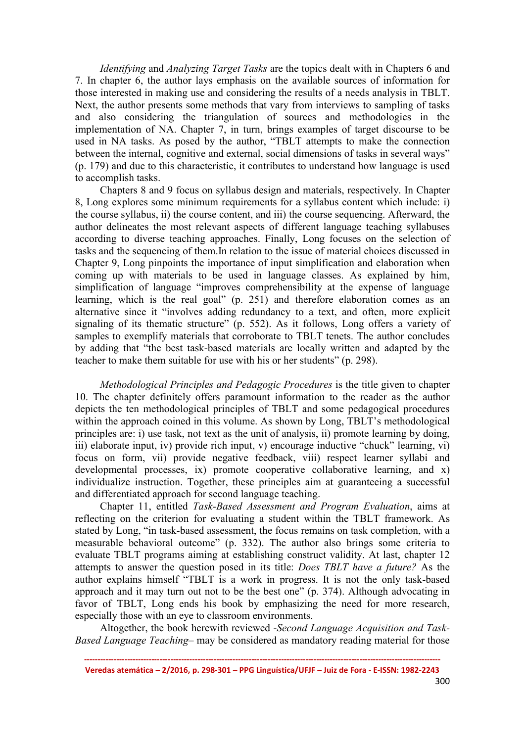*Identifying* and *Analyzing Target Tasks* are the topics dealt with in Chapters 6 and 7. In chapter 6, the author lays emphasis on the available sources of information for those interested in making use and considering the results of a needs analysis in TBLT. Next, the author presents some methods that vary from interviews to sampling of tasks and also considering the triangulation of sources and methodologies in the implementation of NA. Chapter 7, in turn, brings examples of target discourse to be used in NA tasks. As posed by the author, "TBLT attempts to make the connection between the internal, cognitive and external, social dimensions of tasks in several ways" (p. 179) and due to this characteristic, it contributes to understand how language is used to accomplish tasks.

Chapters 8 and 9 focus on syllabus design and materials, respectively. In Chapter 8, Long explores some minimum requirements for a syllabus content which include: i) the course syllabus, ii) the course content, and iii) the course sequencing. Afterward, the author delineates the most relevant aspects of different language teaching syllabuses according to diverse teaching approaches. Finally, Long focuses on the selection of tasks and the sequencing of them.In relation to the issue of material choices discussed in Chapter 9, Long pinpoints the importance of input simplification and elaboration when coming up with materials to be used in language classes. As explained by him, simplification of language "improves comprehensibility at the expense of language learning, which is the real goal" (p. 251) and therefore elaboration comes as an alternative since it "involves adding redundancy to a text, and often, more explicit signaling of its thematic structure" (p. 552). As it follows, Long offers a variety of samples to exemplify materials that corroborate to TBLT tenets. The author concludes by adding that "the best task-based materials are locally written and adapted by the teacher to make them suitable for use with his or her students" (p. 298).

*Methodological Principles and Pedagogic Procedures* is the title given to chapter 10. The chapter definitely offers paramount information to the reader as the author depicts the ten methodological principles of TBLT and some pedagogical procedures within the approach coined in this volume. As shown by Long, TBLT's methodological principles are: i) use task, not text as the unit of analysis, ii) promote learning by doing, iii) elaborate input, iv) provide rich input, v) encourage inductive "chuck" learning, vi) focus on form, vii) provide negative feedback, viii) respect learner syllabi and developmental processes, ix) promote cooperative collaborative learning, and x) individualize instruction. Together, these principles aim at guaranteeing a successful and differentiated approach for second language teaching.

Chapter 11, entitled *Task-Based Assessment and Program Evaluation*, aims at reflecting on the criterion for evaluating a student within the TBLT framework. As stated by Long, "in task-based assessment, the focus remains on task completion, with a measurable behavioral outcome" (p. 332). The author also brings some criteria to evaluate TBLT programs aiming at establishing construct validity. At last, chapter 12 attempts to answer the question posed in its title: *Does TBLT have a future?* As the author explains himself "TBLT is a work in progress. It is not the only task-based approach and it may turn out not to be the best one" (p. 374). Although advocating in favor of TBLT, Long ends his book by emphasizing the need for more research, especially those with an eye to classroom environments.

Altogether, the book herewith reviewed -*Second Language Acquisition and Task-Based Language Teaching*– may be considered as mandatory reading material for those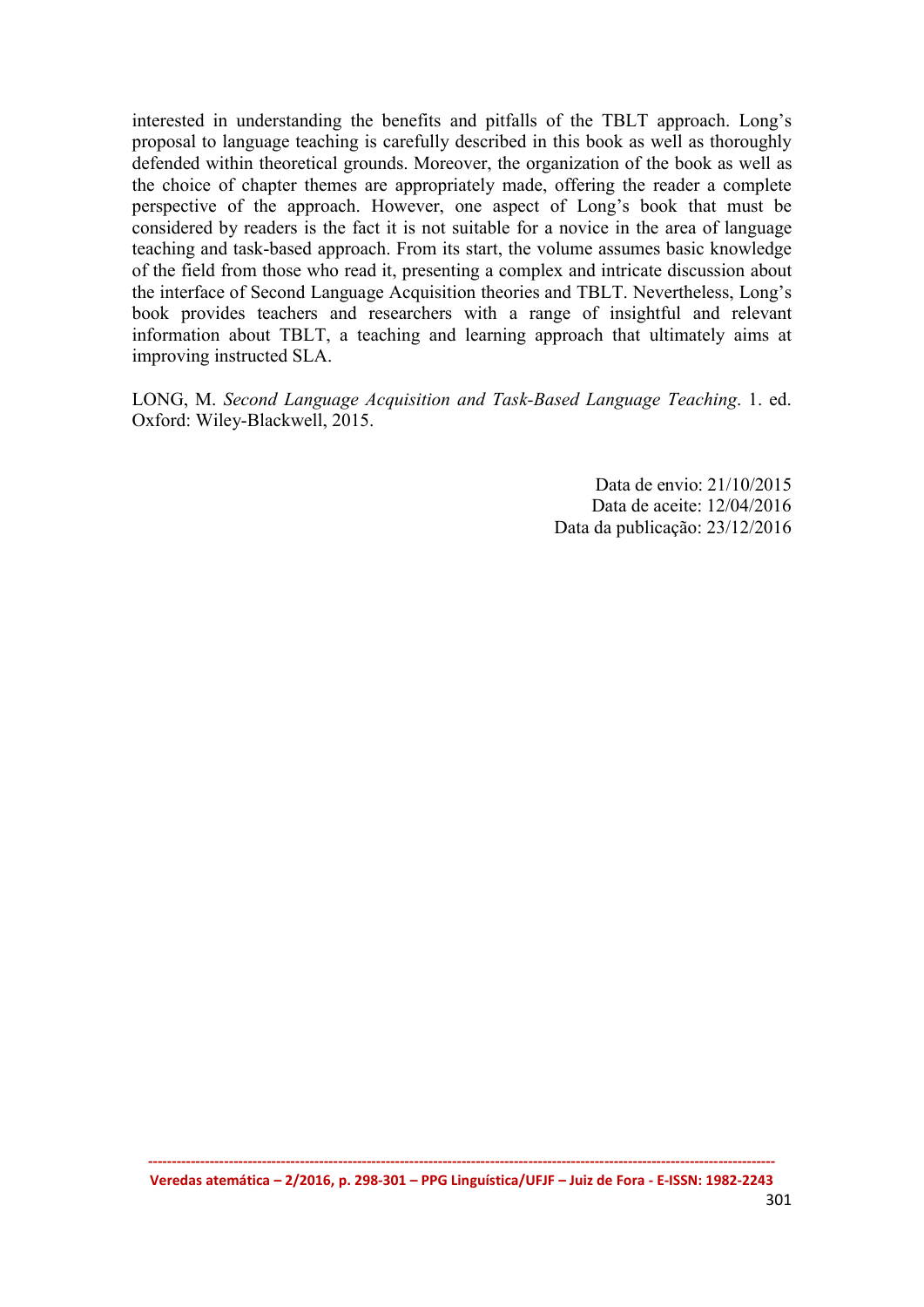interested in understanding the benefits and pitfalls of the TBLT approach. Long's proposal to language teaching is carefully described in this book as well as thoroughly defended within theoretical grounds. Moreover, the organization of the book as well as the choice of chapter themes are appropriately made, offering the reader a complete perspective of the approach. However, one aspect of Long's book that must be considered by readers is the fact it is not suitable for a novice in the area of language teaching and task-based approach. From its start, the volume assumes basic knowledge of the field from those who read it, presenting a complex and intricate discussion about the interface of Second Language Acquisition theories and TBLT. Nevertheless, Long's book provides teachers and researchers with a range of insightful and relevant information about TBLT, a teaching and learning approach that ultimately aims at improving instructed SLA.

LONG, M. *Second Language Acquisition and Task-Based Language Teaching*. 1. ed. Oxford: Wiley-Blackwell, 2015.

Data de envio: 21/10/2015
Data de aceite: 12/04/2016
Data da publicação: 23/12/2016